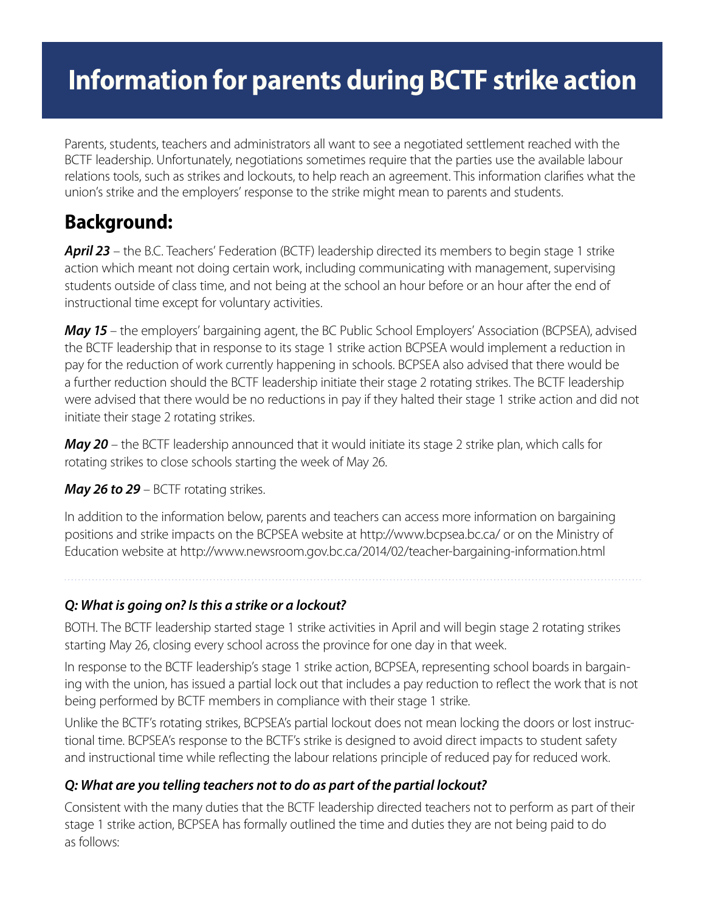# Information for parents during BCTF strike action

Parents, students, teachers and administrators all want to see a negotiated settlement reached with the BCTF leadership. Unfortunately, negotiations sometimes require that the parties use the available labour relations tools, such as strikes and lockouts, to help reach an agreement. This information clarifies what the union's strike and the employers' response to the strike might mean to parents and students.

## Background:

***April 23*** – the B.C. Teachers' Federation (BCTF) leadership directed its members to begin stage 1 strike action which meant not doing certain work, including communicating with management, supervising students outside of class time, and not being at the school an hour before or an hour after the end of instructional time except for voluntary activities.

***May 15*** – the employers' bargaining agent, the BC Public School Employers' Association (BCPSEA), advised the BCTF leadership that in response to its stage 1 strike action BCPSEA would implement a reduction in pay for the reduction of work currently happening in schools. BCPSEA also advised that there would be a further reduction should the BCTF leadership initiate their stage 2 rotating strikes. The BCTF leadership were advised that there would be no reductions in pay if they halted their stage 1 strike action and did not initiate their stage 2 rotating strikes.

***May 20*** – the BCTF leadership announced that it would initiate its stage 2 strike plan, which calls for rotating strikes to close schools starting the week of May 26.

***May 26 to 29*** – BCTF rotating strikes.

In addition to the information below, parents and teachers can access more information on bargaining positions and strike impacts on the BCPSEA website at http://www.bcpsea.bc.ca/ or on the Ministry of Education website at http://www.newsroom.gov.bc.ca/2014/02/teacher-bargaining-information.html

---

***Q: What is going on? Is this a strike or a lockout?***

BOTH. The BCTF leadership started stage 1 strike activities in April and will begin stage 2 rotating strikes starting May 26, closing every school across the province for one day in that week.

In response to the BCTF leadership's stage 1 strike action, BCPSEA, representing school boards in bargaining with the union, has issued a partial lock out that includes a pay reduction to reflect the work that is not being performed by BCTF members in compliance with their stage 1 strike.

Unlike the BCTF's rotating strikes, BCPSEA's partial lockout does not mean locking the doors or lost instructional time. BCPSEA's response to the BCTF's strike is designed to avoid direct impacts to student safety and instructional time while reflecting the labour relations principle of reduced pay for reduced work.

***Q: What are you telling teachers not to do as part of the partial lockout?***

Consistent with the many duties that the BCTF leadership directed teachers not to perform as part of their stage 1 strike action, BCPSEA has formally outlined the time and duties they are not being paid to do as follows: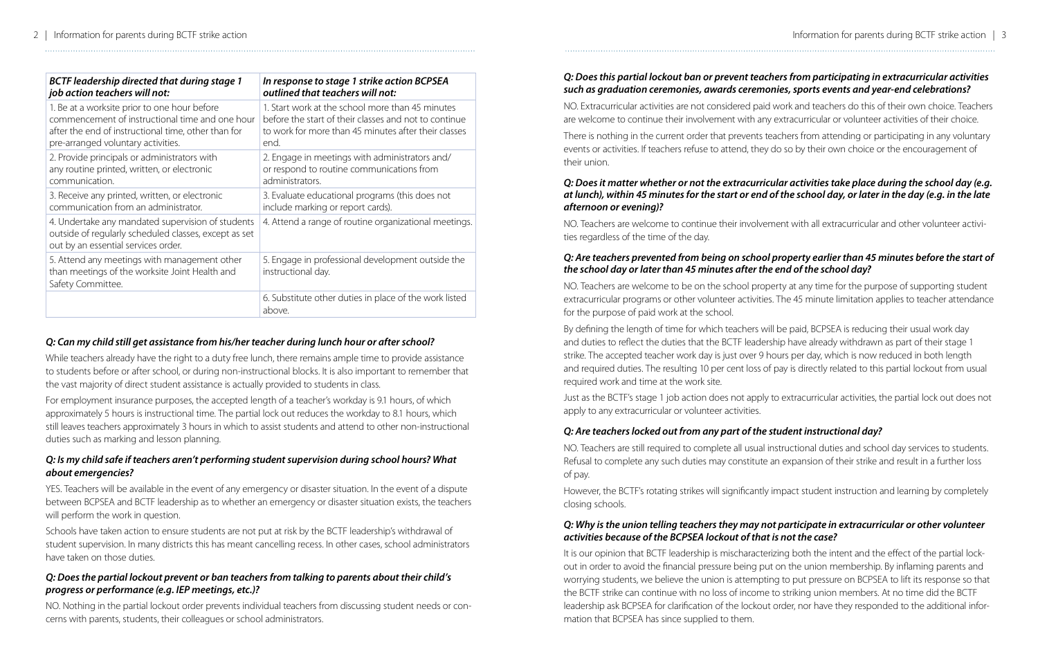| *BCTF leadership directed that during stage 1 job action teachers will not:* | *In response to stage 1 strike action BCPSEA outlined that teachers will not:* |
| --- | --- |
| 1. Be at a worksite prior to one hour before commencement of instructional time and one hour after the end of instructional time, other than for pre-arranged voluntary activities. | 1. Start work at the school more than 45 minutes before the start of their classes and not to continue to work for more than 45 minutes after their classes end. |
| 2. Provide principals or administrators with any routine printed, written, or electronic communication. | 2. Engage in meetings with administrators and/ or respond to routine communications from administrators. |
| 3. Receive any printed, written, or electronic communication from an administrator. | 3. Evaluate educational programs (this does not include marking or report cards). |
| 4. Undertake any mandated supervision of students outside of regularly scheduled classes, except as set out by an essential services order. | 4. Attend a range of routine organizational meetings. |
| 5. Attend any meetings with management other than meetings of the worksite Joint Health and Safety Committee. | 5. Engage in professional development outside the instructional day. |
| | 6. Substitute other duties in place of the work listed above. |

***Q: Can my child still get assistance from his/her teacher during lunch hour or after school?***

While teachers already have the right to a duty free lunch, there remains ample time to provide assistance to students before or after school, or during non-instructional blocks. It is also important to remember that the vast majority of direct student assistance is actually provided to students in class.

For employment insurance purposes, the accepted length of a teacher's workday is 9.1 hours, of which approximately 5 hours is instructional time. The partial lock out reduces the workday to 8.1 hours, which still leaves teachers approximately 3 hours in which to assist students and attend to other non-instructional duties such as marking and lesson planning.

***Q: Is my child safe if teachers aren't performing student supervision during school hours? What about emergencies?***

YES. Teachers will be available in the event of any emergency or disaster situation. In the event of a dispute between BCPSEA and BCTF leadership as to whether an emergency or disaster situation exists, the teachers will perform the work in question.

Schools have taken action to ensure students are not put at risk by the BCTF leadership's withdrawal of student supervision. In many districts this has meant cancelling recess. In other cases, school administrators have taken on those duties.

***Q: Does the partial lockout prevent or ban teachers from talking to parents about their child's progress or performance (e.g. IEP meetings, etc.)?***

NO. Nothing in the partial lock out order prevents individual teachers from discussing student needs or concerns with parents, students, their colleagues or school administrators.

***Q: Does this partial lockout ban or prevent teachers from participating in extracurricular activities such as graduation ceremonies, awards ceremonies, sports events and year-end celebrations?***

NO. Extracurricular activities are not considered paid work and teachers do this of their own choice. Teachers are welcome to continue their involvement with any extracurricular or volunteer activities of their choice.

There is nothing in the current order that prevents teachers from attending or participating in any voluntary events or activities. If teachers refuse to attend, they do so by their own choice or the encouragement of their union.

***Q: Does it matter whether or not the extracurricular activities take place during the school day (e.g. at lunch), within 45 minutes for the start or end of the school day, or later in the day (e.g. in the late afternoon or evening)?***

NO. Teachers are welcome to continue their involvement with all extracurricular and other volunteer activities regardless of the time of the day.

***Q: Are teachers prevented from being on school property earlier than 45 minutes before the start of the school day or later than 45 minutes after the end of the school day?***

NO. Teachers are welcome to be on the school property at any time for the purpose of supporting student extracurricular programs or other volunteer activities. The 45 minute limitation applies to teacher attendance for the purpose of paid work at the school.

By defining the length of time for which teachers will be paid, BCPSEA is reducing their usual work day and duties to reflect the duties that the BCTF leadership have already withdrawn as part of their stage 1 strike. The accepted teacher work day is just over 9 hours per day, which is now reduced in both length and required duties. The resulting 10 per cent loss of pay is directly related to this partial lockout from usual required work and time at the work site.

Just as the BCTF's stage 1 job action does not apply to extracurricular activities, the partial lock out does not apply to any extracurricular or volunteer activities.

***Q: Are teachers locked out from any part of the student instructional day?***

NO. Teachers are still required to complete all usual instructional duties and school day services to students. Refusal to complete any such duties may constitute an expansion of their strike and result in a further loss of pay.

However, the BCTF's rotating strikes will significantly impact student instruction and learning by completely closing schools.

***Q: Why is the union telling teachers they may not participate in extracurricular or other volunteer activities because of the BCPSEA lockout of that is not the case?***

It is our opinion that BCTF leadership is mischaracterizing both the intent and the effect of the partial lockout in order to avoid the financial pressure being put on the union membership. By inflaming parents and worrying students, we believe the union is attempting to put pressure on BCPSEA to lift its response so that the BCTF strike can continue with no loss of income to striking union members. At no time did the BCTF leadership ask BCPSEA for clarification of the lockout order, nor have they responded to the additional information that BCPSEA has since supplied to them.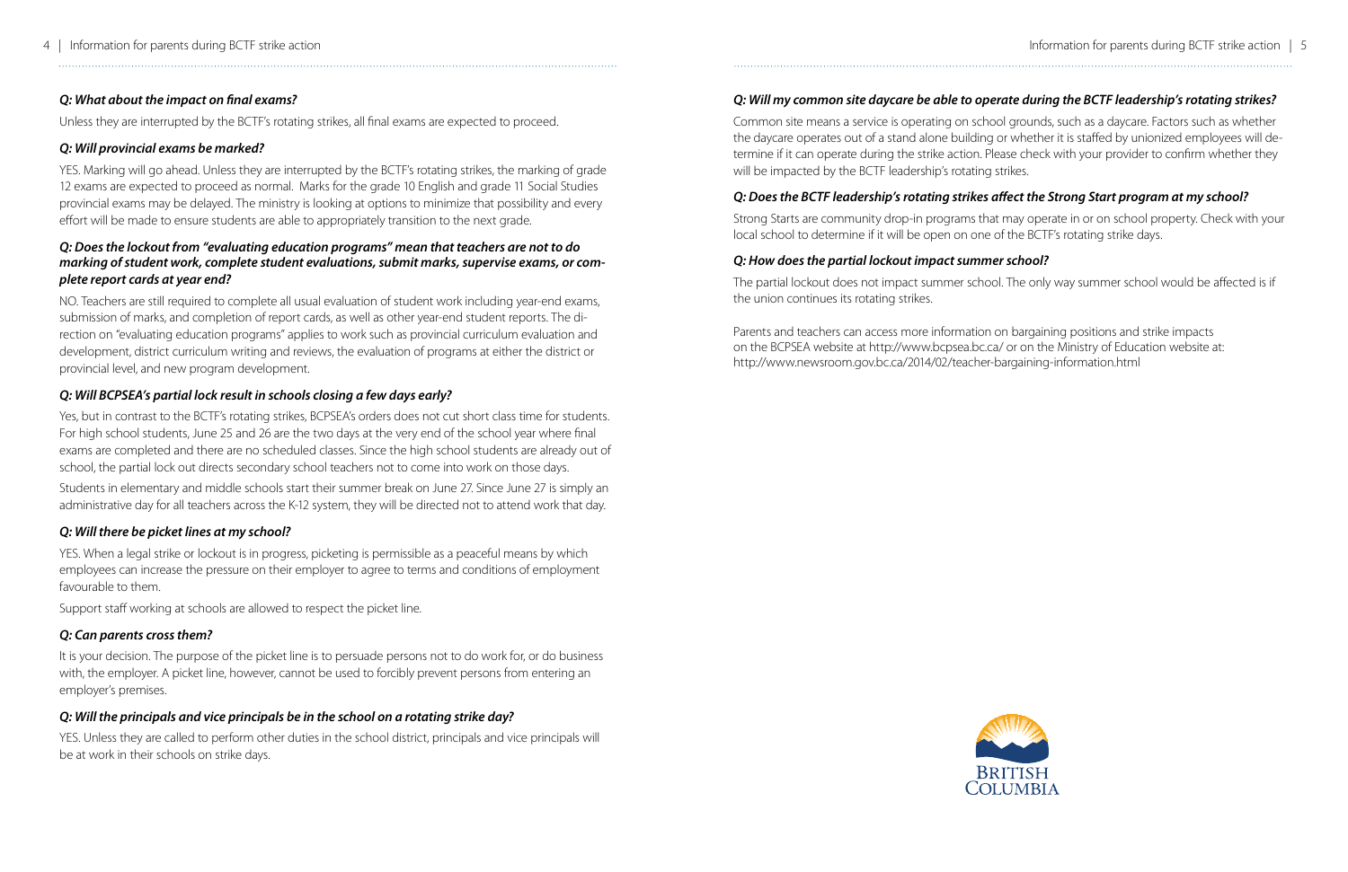### *Q: What about the impact on final exams?*

Unless they are interrupted by the BCTF's rotating strikes, all final exams are expected to proceed.

### *Q: Will provincial exams be marked?*

YES. Marking will go ahead. Unless they are interrupted by the BCTF's rotating strikes, the marking of grade 12 exams are expected to proceed as normal. Marks for the grade 10 English and grade 11 Social Studies provincial exams may be delayed. The ministry is looking at options to minimize that possibility and every effort will be made to ensure students are able to appropriately transition to the next grade.

### *Q: Does the lockout from "evaluating education programs" mean that teachers are not to do marking of student work, complete student evaluations, submit marks, supervise exams, or complete report cards at year end?*

NO. Teachers are still required to complete all usual evaluation of student work including year-end exams, submission of marks, and completion of report cards, as well as other year-end student reports. The direction on "evaluating education programs" applies to work such as provincial curriculum evaluation and development, district curriculum writing and reviews, the evaluation of programs at either the district or provincial level, and new program development.

### *Q: Will BCPSEA's partial lock result in schools closing a few days early?*

Yes, but in contrast to the BCTF's rotating strikes, BCPSEA's orders does not cut short class time for students. For high school students, June 25 and 26 are the two days at the very end of the school year where final exams are completed and there are no scheduled classes. Since the high school students are already out of school, the partial lock out directs secondary school teachers not to come into work on those days.

Students in elementary and middle schools start their summer break on June 27. Since June 27 is simply an administrative day for all teachers across the K-12 system, they will be directed not to attend work that day.

### *Q: Will there be picket lines at my school?*

YES. When a legal strike or lockout is in progress, picketing is permissible as a peaceful means by which employees can increase the pressure on their employer to agree to terms and conditions of employment favourable to them.

Support staff working at schools are allowed to respect the picket line.

### *Q: Can parents cross them?*

It is your decision. The purpose of the picket line is to persuade persons not to do work for, or do business with, the employer. A picket line, however, cannot be used to forcibly prevent persons from entering an employer's premises.

### *Q: Will the principals and vice principals be in the school on a rotating strike day?*

YES. Unless they are called to perform other duties in the school district, principals and vice principals will be at work in their schools on strike days.

### *Q: Will my common site daycare be able to operate during the BCTF leadership's rotating strikes?*

Common site means a service is operating on school grounds, such as a daycare. Factors such as whether the daycare operates out of a stand alone building or whether it is staffed by unionized employees will determine if it can operate during the strike action. Please check with your provider to confirm whether they will be impacted by the BCTF leadership's rotating strikes.

### *Q: Does the BCTF leadership's rotating strikes affect the Strong Start program at my school?*

Strong Starts are community drop-in programs that may operate in or on school property. Check with your local school to determine if it will be open on one of the BCTF's rotating strike days.

### *Q: How does the partial lockout impact summer school?*

The partial lockout does not impact summer school. The only way summer school would be affected is if the union continues its rotating strikes.

Parents and teachers can access more information on bargaining positions and strike impacts on the BCPSEA website at http://www.bcpsea.bc.ca/ or on the Ministry of Education website at: http://www.newsroom.gov.bc.ca/2014/02/teacher-bargaining-information.html

BRITISH COLUMBIA